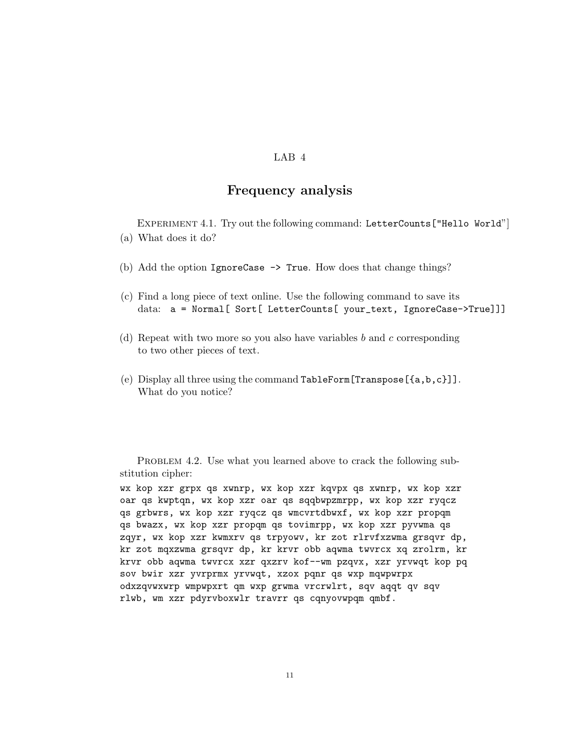LAB 4

# Frequency analysis

Experiment 4.1. Try out the following command: `LetterCounts["Hello World"]`

(a) What does it do?

(b) Add the option `IgnoreCase -> True`. How does that change things?

(c) Find a long piece of text online. Use the following command to save its data: `a = Normal[ Sort[ LetterCounts[ your_text, IgnoreCase->True]]]`

(d) Repeat with two more so you also have variables $b$ and $c$ corresponding to two other pieces of text.

(e) Display all three using the command `TableForm[Transpose[{a,b,c}]]`. What do you notice?

Problem 4.2. Use what you learned above to crack the following substitution cipher:

```
wx kop xzr grpx qs xwnrp, wx kop xzr kqvpx qs xwnrp, wx kop xzr
oar qs kwptqn, wx kop xzr oar qs sqqbwpzmrpp, wx kop xzr ryqcz
qs grbwrs, wx kop xzr ryqcz qs wmcvrtdbwxf, wx kop xzr propqm
qs bwazx, wx kop xzr propqm qs tovimrpp, wx kop xzr pyvwma qs
zqyr, wx kop xzr kwmxrv qs trpyowv, kr zot rlrvfxzwma grsqvr dp,
kr zot mqxzwma grsqvr dp, kr krvr obb aqwma twvrcx xq zrolrm, kr
krvr obb aqwma twvrcx xzr qxzrv kof--wm pzqvx, xzr yrvwqt kop pq
sov bwir xzr yvrprmx yrvwqt, xzox pqnr qs wxp mqwpwrpx
odxzqvwxwrp wmpwpxrt qm wxp grwma vrcrwlrt, sqv aqqt qv sqv
rlwb, wm xzr pdyrvboxwlr travrr qs cqnyovwpqm qmbf.
```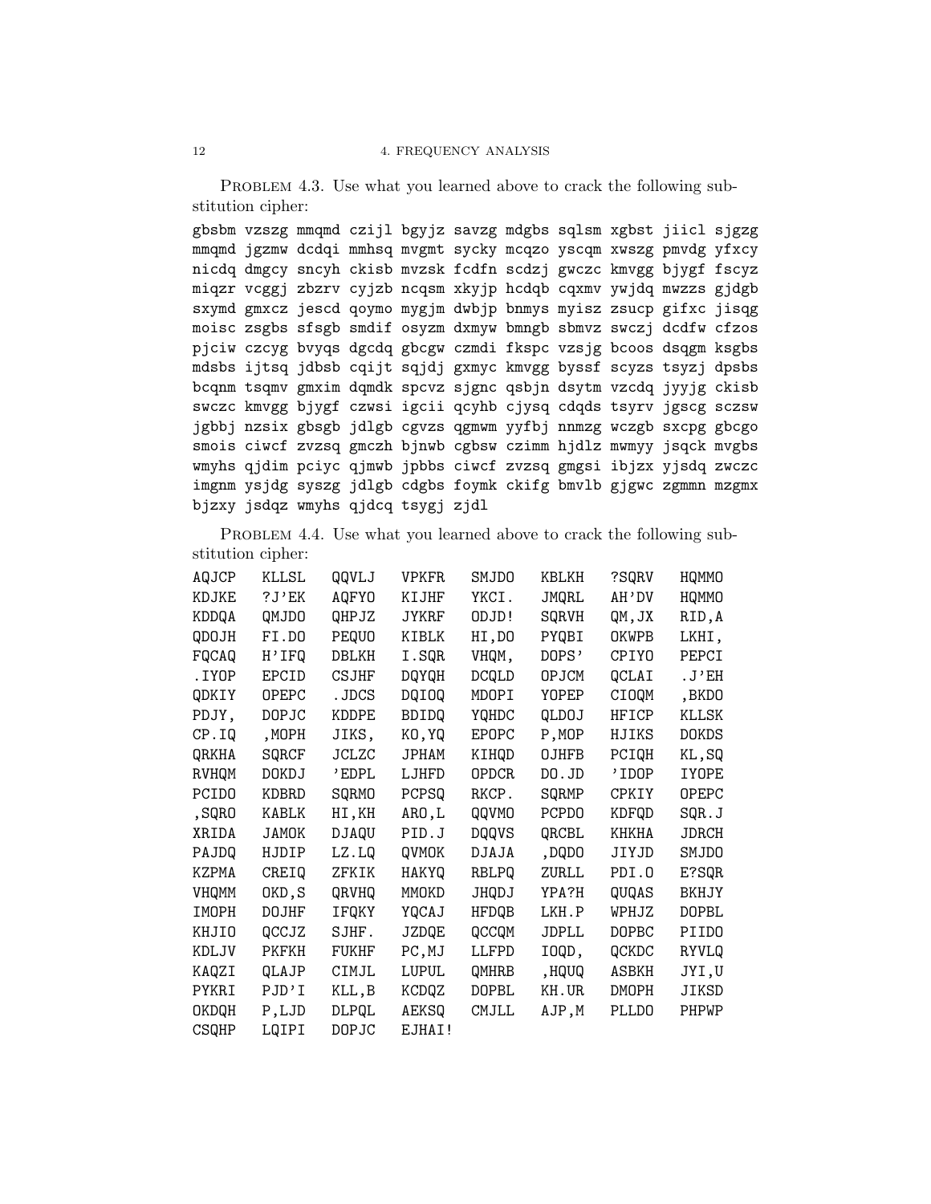PROBLEM 4.3. Use what you learned above to crack the following substitution cipher:

```
gbsbm vzszg mmqmd czijl bgyjz savzg mdgbs sqlsm xgbst jiicl sjgzg
mmqmd jgzmw dcdqi mmhsq mvgmt sycky mcqzo yscqm xwszg pmvdg yfxcy
nicdq dmgcy sncyh ckisb mvzsk fcdfn scdzj gwczc kmvgg bjygf fscyz
miqzr vcggj zbzrv cyjzb ncqsm xkyjp hcdqb cqxmv ywjdq mwzzs gjdgb
sxymd gmxcz jescd qoymo mygjm dwbjp bnmys myisz zsucp gifxc jisqg
moisc zsgbs sfsgb smdif osyzm dxmyw bmngb sbmvz swczj dcdfw cfzos
pjciw czcyg bvyqs dgcdq gbcgw czmdi fkspc vzsjg bcoos dsqgm ksgbs
mdsbs ijtsq jdbsb cqijt sqjdj gxmyc kmvgg byssf scyzs tsyzj dpsbs
bcqnm tsqmv gmxim dqmdk spcvz sjgnc qsbjn dsytm vzcdq jyyjg ckisb
swczc kmvgg bjygf czwsi igcii qcyhb cjysq cdqds tsyrv jgscg sczsw
jgbbj nzsix gbsgb jdlgb cgvzs qgmwm yyfbj nnmzg wczgb sxcpg gbcgo
smois ciwcf zvzsq gmczh bjnwb cgbsw czimm hjdlz mwmyy jsqck mvgbs
wmyhs qjdim pciyc qjmwb jpbbs ciwcf zvzsq gmgsi ibjzx yjsdq zwczc
imgnm ysjdg syszg jdlgb cdgbs foymk ckifg bmvlb gjgwc zgmmn mzgmx
bjzxy jsdqz wmyhs qjdcq tsygj zjdl
```

PROBLEM 4.4. Use what you learned above to crack the following substitution cipher:

```
AQJCP   KLLSL   QQVLJ   VPKFR   SMJDO   KBLKH   ?SQRV   HQMMO
KDJKE   ?J'EK   AQFYO   KIJHF   YKCI.   JMQRL   AH'DV   HQMMO
KDDQA   QMJDO   QHPJZ   JYKRF   ODJD!   SQRVH   QM,JX   RID,A
QDOJH   FI.DO   PEQUO   KIBLK   HI,DO   PYQBI   OKWPB   LKHI,
FQCAQ   H'IFQ   DBLKH   I.SQR   VHQM,   DOPS'   CPIYO   PEPCI
.IYOP   EPCID   CSJHF   DQYQH   DCQLD   OPJCM   QCLAI   .J'EH
QDKIY   OPEPC   .JDCS   DQIOQ   MDOPI   YOPEP   CIOQM   ,BKDO
PDJY,   DOPJC   KDDPE   BDIDQ   YQHDC   QLDOJ   HFICP   KLLSK
CP.IQ   ,MOPH   JIKS,   KO,YQ   EPOPC   P,MOP   HJIKS   DOKDS
QRKHA   SQRCF   JCLZC   JPHAM   KIHQD   OJHFB   PCIQH   KL,SQ
RVHQM   DOKDJ   'EDPL   LJHFD   OPDCR   DO.JD   'IDOP   IYOPE
PCIDO   KDBRD   SQRMO   PCPSQ   RKCP.   SQRMP   CPKIY   OPEPC
,SQRO   KABLK   HI,KH   ARO,L   QQVMO   PCPDO   KDFQD   SQR.J
XRIDA   JAMOK   DJAQU   PID.J   DQQVS   QRCBL   KHKHA   JDRCH
PAJDQ   HJDIP   LZ.LQ   QVMOK   DJAJA   ,DQDO   JIYJD   SMJDO
KZPMA   CREIQ   ZFKIK   HAKYQ   RBLPQ   ZURLL   PDI.O   E?SQR
VHQMM   OKD,S   QRVHQ   MMOKD   JHQDJ   YPA?H   QUQAS   BKHJY
IMOPH   DOJHF   IFQKY   YQCAJ   HFDQB   LKH.P   WPHJZ   DOPBL
KHJIO   QCCJZ   SJHF.   JZDQE   QCCQM   JDPLL   DOPBC   PIIDO
KDLJV   PKFKH   FUKHF   PC,MJ   LLFPD   IOQD,   QCKDC   RYVLQ
KAQZI   QLAJP   CIMJL   LUPUL   QMHRB   ,HQUQ   ASBKH   JYI,U
PYKRI   PJD'I   KLL,B   KCDQZ   DOPBL   KH.UR   DMOPH   JIKSD
OKDQH   P,LJD   DLPQL   AEKSQ   CMJLL   AJP,M   PLLDO   PHPWP
CSQHP   LQIPI   DOPJC   EJHAI!
```